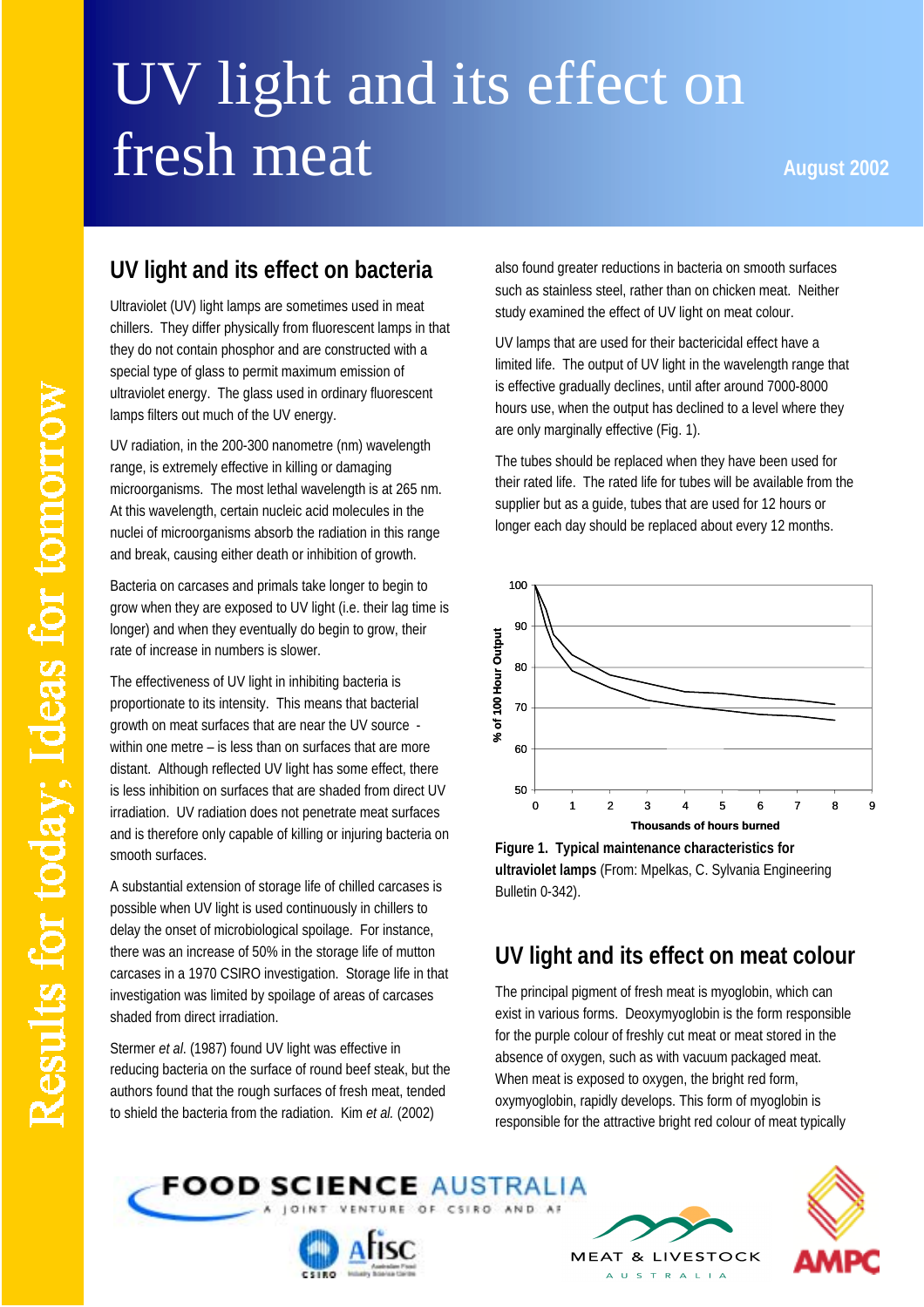# UV light and its effect on fresh meat

August 2002

## UV light and its effect on bacteria

Ultraviolet (UV) light lamps are sometimes used in meat chillers. They differ physically from fluorescent lamps in that they do not contain phosphor and are constructed with a special type of glass to permit maximum emission of ultraviolet energy. The glass used in ordinary fluorescent lamps filters out much of the UV energy.

UV radiation, in the 200-300 nanometre (nm) wavelength range, is extremely effective in killing or damaging microorganisms. The most lethal wavelength is at 265 nm. At this wavelength, certain nucleic acid molecules in the nuclei of microorganisms absorb the radiation in this range and break, causing either death or inhibition of growth.

Bacteria on carcases and primals take longer to begin to grow when they are exposed to UV light (i.e. their lag time is longer) and when they eventually do begin to grow, their rate of increase in numbers is slower.

The effectiveness of UV light in inhibiting bacteria is proportionate to its intensity. This means that bacterial growth on meat surfaces that are near the UV source - within one metre – is less than on surfaces that are more distant. Although reflected UV light has some effect, there is less inhibition on surfaces that are shaded from direct UV irradiation. UV radiation does not penetrate meat surfaces and is therefore only capable of killing or injuring bacteria on smooth surfaces.

A substantial extension of storage life of chilled carcases is possible when UV light is used continuously in chillers to delay the onset of microbiological spoilage. For instance, there was an increase of 50% in the storage life of mutton carcases in a 1970 CSIRO investigation. Storage life in that investigation was limited by spoilage of areas of carcases shaded from direct irradiation.

Stermer *et al.* (1987) found UV light was effective in reducing bacteria on the surface of round beef steak, but the authors found that the rough surfaces of fresh meat, tended to shield the bacteria from the radiation. Kim *et al.* (2002) also found greater reductions in bacteria on smooth surfaces such as stainless steel, rather than on chicken meat. Neither study examined the effect of UV light on meat colour.

UV lamps that are used for their bactericidal effect have a limited life. The output of UV light in the wavelength range that is effective gradually declines, until after around 7000-8000 hours use, when the output has declined to a level where they are only marginally effective (Fig. 1).

The tubes should be replaced when they have been used for their rated life. The rated life for tubes will be available from the supplier but as a guide, tubes that are used for 12 hours or longer each day should be replaced about every 12 months.

**Figure 1. Typical maintenance characteristics for ultraviolet lamps** (From: Mpelkas, C. Sylvania Engineering Bulletin 0-342).

## UV light and its effect on meat colour

The principal pigment of fresh meat is myoglobin, which can exist in various forms. Deoxymyoglobin is the form responsible for the purple colour of freshly cut meat or meat stored in the absence of oxygen, such as with vacuum packaged meat. When meat is exposed to oxygen, the bright red form, oxymyoglobin, rapidly develops. This form of myoglobin is responsible for the attractive bright red colour of meat typically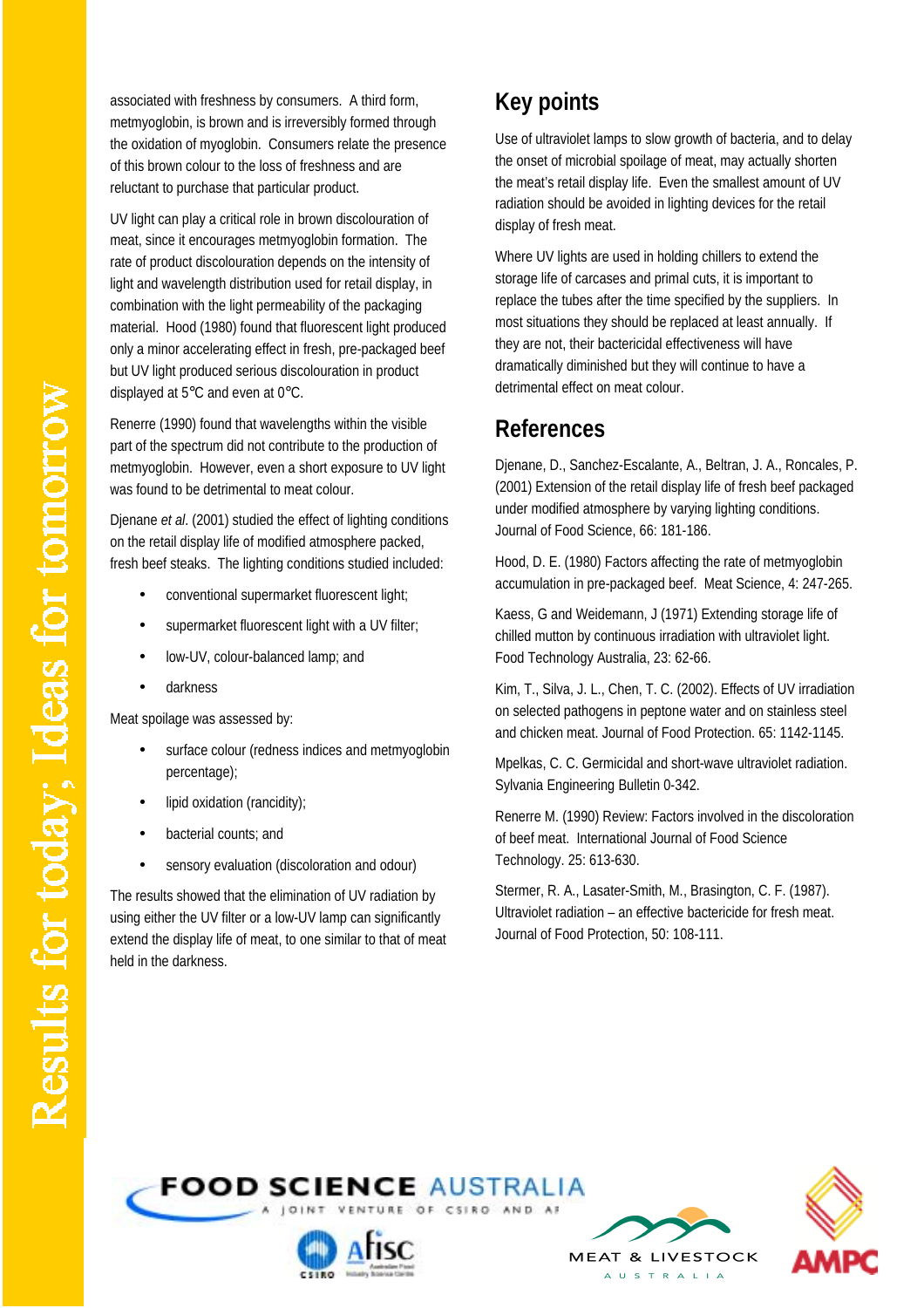associated with freshness by consumers. A third form, metmyoglobin, is brown and is irreversibly formed through the oxidation of myoglobin. Consumers relate the presence of this brown colour to the loss of freshness and are reluctant to purchase that particular product.

UV light can play a critical role in brown discolouration of meat, since it encourages metmyoglobin formation. The rate of product discolouration depends on the intensity of light and wavelength distribution used for retail display, in combination with the light permeability of the packaging material. Hood (1980) found that fluorescent light produced only a minor accelerating effect in fresh, pre-packaged beef but UV light produced serious discolouration in product displayed at 5°C and even at 0°C.

Renerre (1990) found that wavelengths within the visible part of the spectrum did not contribute to the production of metmyoglobin. However, even a short exposure to UV light was found to be detrimental to meat colour.

Djenane *et al*. (2001) studied the effect of lighting conditions on the retail display life of modified atmosphere packed, fresh beef steaks. The lighting conditions studied included:

- conventional supermarket fluorescent light;
- supermarket fluorescent light with a UV filter;
- low-UV, colour-balanced lamp; and
- darkness

Meat spoilage was assessed by:

- surface colour (redness indices and metmyoglobin percentage);
- lipid oxidation (rancidity);
- bacterial counts; and
- sensory evaluation (discoloration and odour)

The results showed that the elimination of UV radiation by using either the UV filter or a low-UV lamp can significantly extend the display life of meat, to one similar to that of meat held in the darkness.

## Key points

Use of ultraviolet lamps to slow growth of bacteria, and to delay the onset of microbial spoilage of meat, may actually shorten the meat's retail display life. Even the smallest amount of UV radiation should be avoided in lighting devices for the retail display of fresh meat.

Where UV lights are used in holding chillers to extend the storage life of carcases and primal cuts, it is important to replace the tubes after the time specified by the suppliers. In most situations they should be replaced at least annually. If they are not, their bactericidal effectiveness will have dramatically diminished but they will continue to have a detrimental effect on meat colour.

## References

Djenane, D., Sanchez-Escalante, A., Beltran, J. A., Roncales, P. (2001) Extension of the retail display life of fresh beef packaged under modified atmosphere by varying lighting conditions. Journal of Food Science, 66: 181-186.

Hood, D. E. (1980) Factors affecting the rate of metmyoglobin accumulation in pre-packaged beef. Meat Science, 4: 247-265.

Kaess, G and Weidemann, J (1971) Extending storage life of chilled mutton by continuous irradiation with ultraviolet light. Food Technology Australia, 23: 62-66.

Kim, T., Silva, J. L., Chen, T. C. (2002). Effects of UV irradiation on selected pathogens in peptone water and on stainless steel and chicken meat. Journal of Food Protection. 65: 1142-1145.

Mpelkas, C. C. Germicidal and short-wave ultraviolet radiation. Sylvania Engineering Bulletin 0-342.

Renerre M. (1990) Review: Factors involved in the discoloration of beef meat. International Journal of Food Science Technology. 25: 613-630.

Stermer, R. A., Lasater-Smith, M., Brasington, C. F. (1987). Ultraviolet radiation – an effective bactericide for fresh meat. Journal of Food Protection, 50: 108-111.